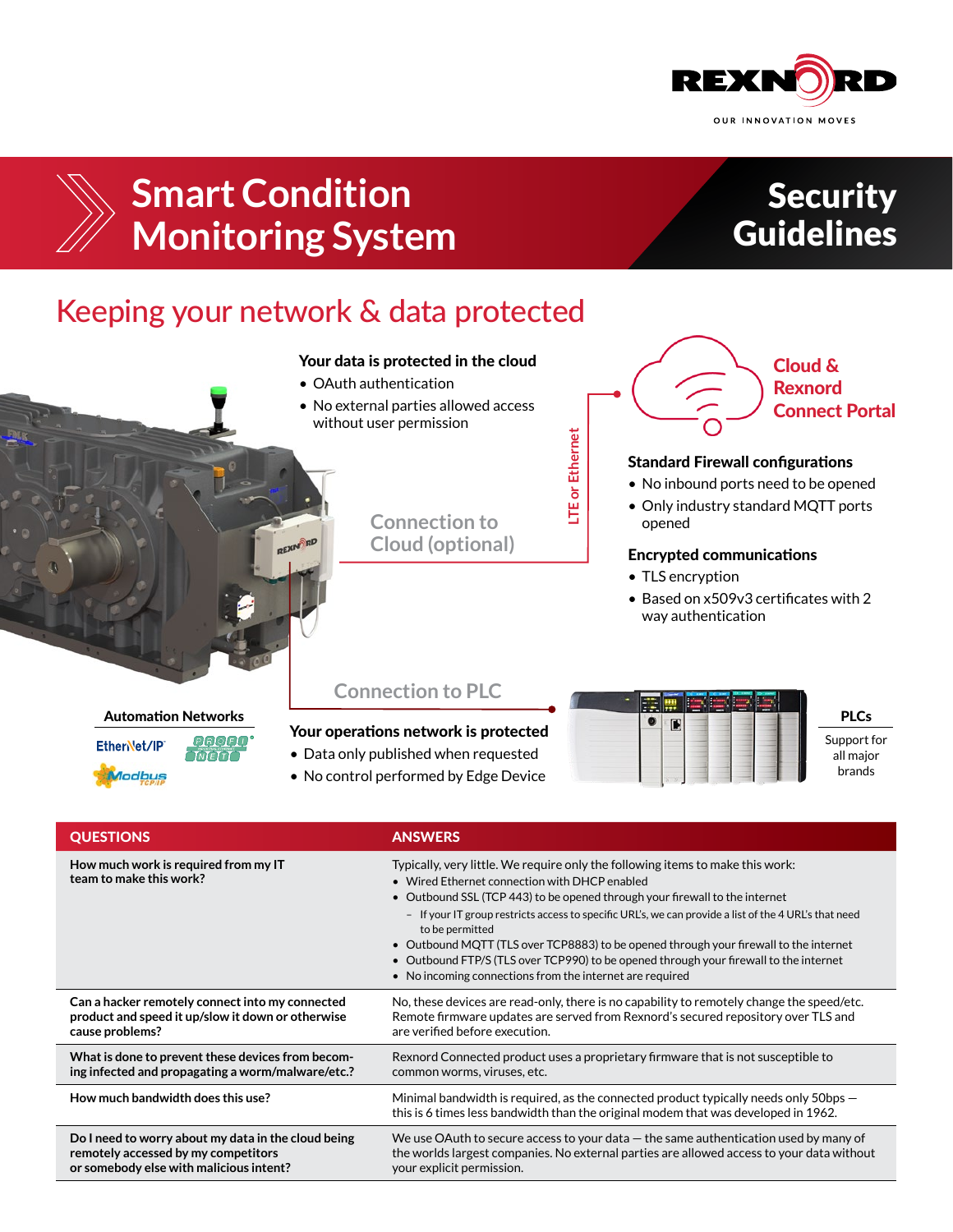# Smart Condition Monitoring System

## Security Guidelines

## Keeping your network & data protected

**Your data is protected in the cloud**

- OAuth authentication
- No external parties allowed access without user permission

Connection to Cloud (optional)

LTE or Ethernet

**Cloud & Rexnord Connect Portal**

**Standard Firewall configurations**

- No inbound ports need to be opened
- Only industry standard MQTT ports opened

**Encrypted communications**

- TLS encryption
- Based on x509v3 certificates with 2 way authentication

Connection to PLC

**Automation Networks**

EtherNet/IP · PROFINET · Modbus TCP/IP

**Your operations network is protected**

- Data only published when requested
- No control performed by Edge Device

**PLCs**

Support for all major brands

| QUESTIONS | ANSWERS |
|---|---|
| **How much work is required from my IT team to make this work?** | Typically, very little. We require only the following items to make this work:<br>• Wired Ethernet connection with DHCP enabled<br>• Outbound SSL (TCP 443) to be opened through your firewall to the internet<br>  – If your IT group restricts access to specific URL's, we can provide a list of the 4 URL's that need to be permitted<br>• Outbound MQTT (TLS over TCP8883) to be opened through your firewall to the internet<br>• Outbound FTP/S (TLS over TCP990) to be opened through your firewall to the internet<br>• No incoming connections from the internet are required |
| **Can a hacker remotely connect into my connected product and speed it up/slow it down or otherwise cause problems?** | No, these devices are read-only, there is no capability to remotely change the speed/etc. Remote firmware updates are served from Rexnord's secured repository over TLS and are verified before execution. |
| **What is done to prevent these devices from becoming infected and propagating a worm/malware/etc.?** | Rexnord Connected product uses a proprietary firmware that is not susceptible to common worms, viruses, etc. |
| **How much bandwidth does this use?** | Minimal bandwidth is required, as the connected product typically needs only 50bps — this is 6 times less bandwidth than the original modem that was developed in 1962. |
| **Do I need to worry about my data in the cloud being remotely accessed by my competitors or somebody else with malicious intent?** | We use OAuth to secure access to your data — the same authentication used by many of the worlds largest companies. No external parties are allowed access to your data without your explicit permission. |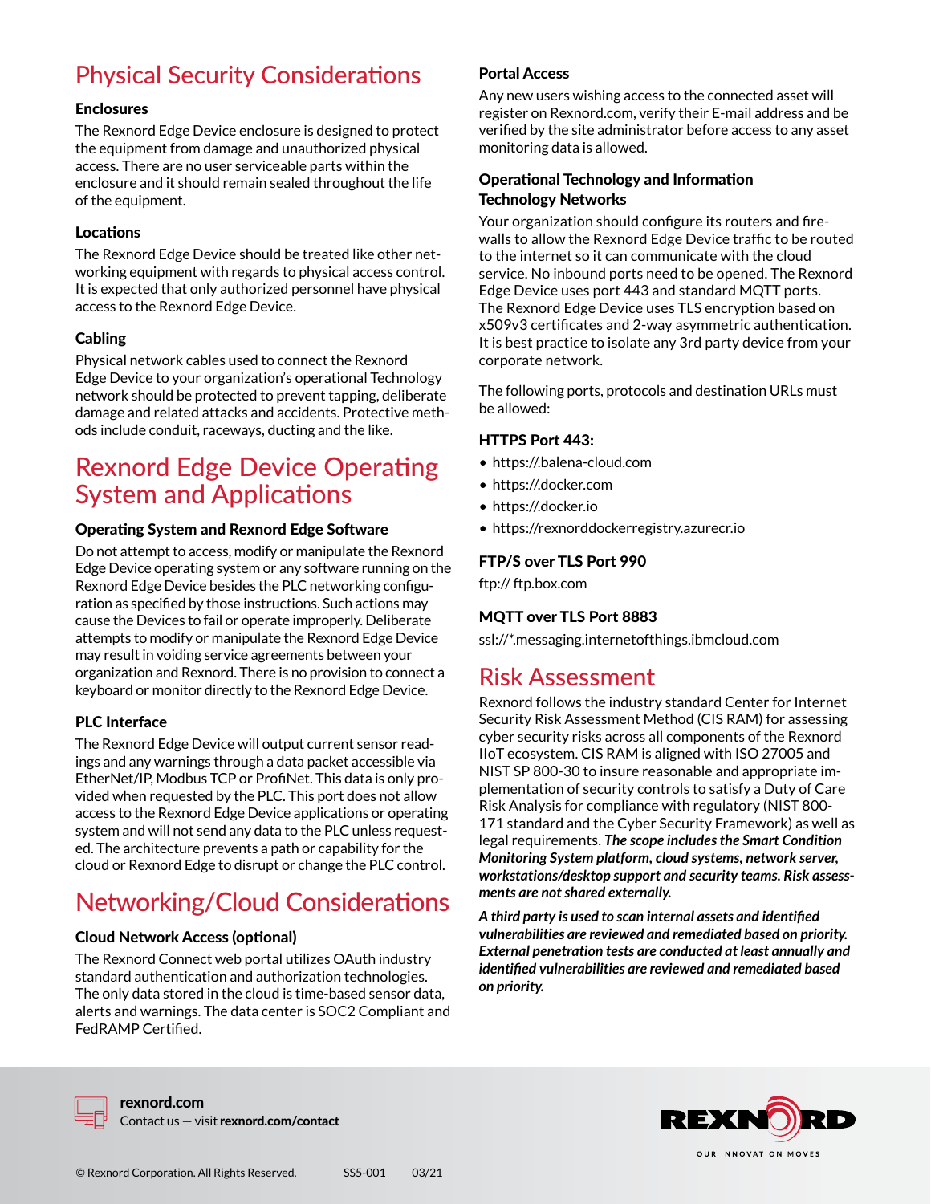# Physical Security Considerations

### Enclosures

The Rexnord Edge Device enclosure is designed to protect the equipment from damage and unauthorized physical access. There are no user serviceable parts within the enclosure and it should remain sealed throughout the life of the equipment.

### Locations

The Rexnord Edge Device should be treated like other networking equipment with regards to physical access control. It is expected that only authorized personnel have physical access to the Rexnord Edge Device.

### Cabling

Physical network cables used to connect the Rexnord Edge Device to your organization's operational Technology network should be protected to prevent tapping, deliberate damage and related attacks and accidents. Protective methods include conduit, raceways, ducting and the like.

# Rexnord Edge Device Operating System and Applications

### Operating System and Rexnord Edge Software

Do not attempt to access, modify or manipulate the Rexnord Edge Device operating system or any software running on the Rexnord Edge Device besides the PLC networking configuration as specified by those instructions. Such actions may cause the Devices to fail or operate improperly. Deliberate attempts to modify or manipulate the Rexnord Edge Device may result in voiding service agreements between your organization and Rexnord. There is no provision to connect a keyboard or monitor directly to the Rexnord Edge Device.

### PLC Interface

The Rexnord Edge Device will output current sensor readings and any warnings through a data packet accessible via EtherNet/IP, Modbus TCP or ProfiNet. This data is only provided when requested by the PLC. This port does not allow access to the Rexnord Edge Device applications or operating system and will not send any data to the PLC unless requested. The architecture prevents a path or capability for the cloud or Rexnord Edge to disrupt or change the PLC control.

# Networking/Cloud Considerations

### Cloud Network Access (optional)

The Rexnord Connect web portal utilizes OAuth industry standard authentication and authorization technologies. The only data stored in the cloud is time-based sensor data, alerts and warnings. The data center is SOC2 Compliant and FedRAMP Certified.

### Portal Access

Any new users wishing access to the connected asset will register on Rexnord.com, verify their E-mail address and be verified by the site administrator before access to any asset monitoring data is allowed.

### Operational Technology and Information Technology Networks

Your organization should configure its routers and firewalls to allow the Rexnord Edge Device traffic to be routed to the internet so it can communicate with the cloud service. No inbound ports need to be opened. The Rexnord Edge Device uses port 443 and standard MQTT ports. The Rexnord Edge Device uses TLS encryption based on x509v3 certificates and 2-way asymmetric authentication. It is best practice to isolate any 3rd party device from your corporate network.

The following ports, protocols and destination URLs must be allowed:

### HTTPS Port 443:

- https://.balena-cloud.com
- https://.docker.com
- https://.docker.io
- https://rexnorddockerregistry.azurecr.io

### FTP/S over TLS Port 990

ftp:// ftp.box.com

### MQTT over TLS Port 8883

ssl://*.messaging.internetofthings.ibmcloud.com

# Risk Assessment

Rexnord follows the industry standard Center for Internet Security Risk Assessment Method (CIS RAM) for assessing cyber security risks across all components of the Rexnord IIoT ecosystem. CIS RAM is aligned with ISO 27005 and NIST SP 800-30 to insure reasonable and appropriate implementation of security controls to satisfy a Duty of Care Risk Analysis for compliance with regulatory (NIST 800-171 standard and the Cyber Security Framework) as well as legal requirements. ***The scope includes the Smart Condition Monitoring System platform, cloud systems, network server, workstations/desktop support and security teams. Risk assessments are not shared externally.***

***A third party is used to scan internal assets and identified vulnerabilities are reviewed and remediated based on priority. External penetration tests are conducted at least annually and identified vulnerabilities are reviewed and remediated based on priority.***

**rexnord.com**
Contact us — visit **rexnord.com/contact**

© Rexnord Corporation. All Rights Reserved. SS5-001 03/21